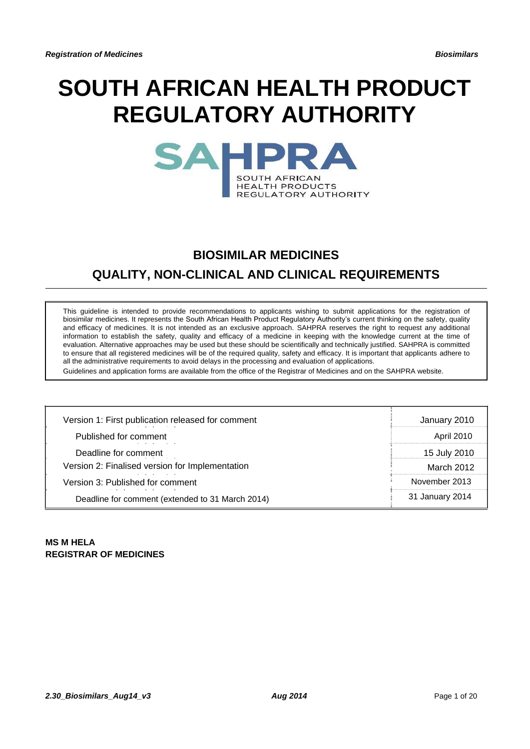# SOUTH AFRICAN HEALTH PRODUCT REGULATORY AUTHORITY

SAHPRA
SOUTH AFRICAN HEALTH PRODUCTS REGULATORY AUTHORITY

## BIOSIMILAR MEDICINES

## QUALITY, NON-CLINICAL AND CLINICAL REQUIREMENTS

This guideline is intended to provide recommendations to applicants wishing to submit applications for the registration of biosimilar medicines. It represents the South African Health Product Regulatory Authority's current thinking on the safety, quality and efficacy of medicines. It is not intended as an exclusive approach. SAHPRA reserves the right to request any additional information to establish the safety, quality and efficacy of a medicine in keeping with the knowledge current at the time of evaluation. Alternative approaches may be used but these should be scientifically and technically justified. SAHPRA is committed to ensure that all registered medicines will be of the required quality, safety and efficacy. It is important that applicants adhere to all the administrative requirements to avoid delays in the processing and evaluation of applications.

Guidelines and application forms are available from the office of the Registrar of Medicines and on the SAHPRA website.

| | |
|---|---|
| Version 1: First publication released for comment | January 2010 |
| Published for comment | April 2010 |
| Deadline for comment | 15 July 2010 |
| Version 2: Finalised version for Implementation | March 2012 |
| Version 3: Published for comment | November 2013 |
| Deadline for comment (extended to 31 March 2014) | 31 January 2014 |

**MS M HELA**
**REGISTRAR OF MEDICINES**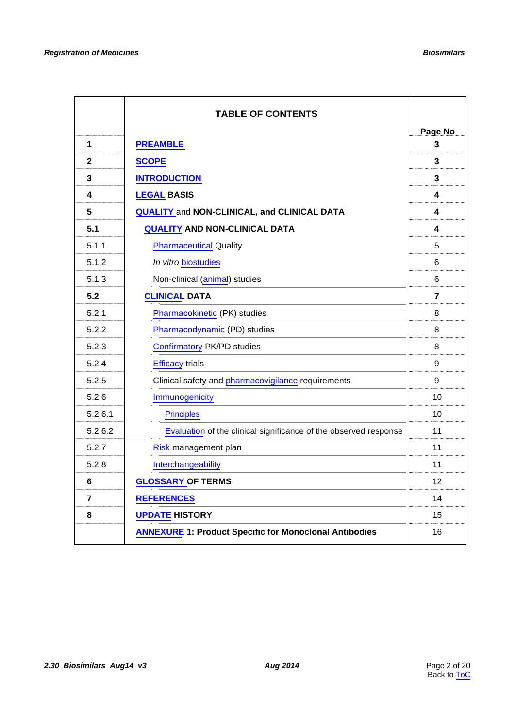| | TABLE OF CONTENTS | Page No |
|---|---|---|
| **1** | **PREAMBLE** | **3** |
| **2** | **SCOPE** | **3** |
| **3** | **INTRODUCTION** | **3** |
| **4** | **LEGAL BASIS** | **4** |
| **5** | **QUALITY and NON-CLINICAL, and CLINICAL DATA** | **4** |
| **5.1** | **QUALITY AND NON-CLINICAL DATA** | **4** |
| 5.1.1 | Pharmaceutical Quality | 5 |
| 5.1.2 | *In vitro* biostudies | 6 |
| 5.1.3 | Non-clinical (animal) studies | 6 |
| **5.2** | **CLINICAL DATA** | **7** |
| 5.2.1 | Pharmacokinetic (PK) studies | 8 |
| 5.2.2 | Pharmacodynamic (PD) studies | 8 |
| 5.2.3 | Confirmatory PK/PD studies | 8 |
| 5.2.4 | Efficacy trials | 9 |
| 5.2.5 | Clinical safety and pharmacovigilance requirements | 9 |
| 5.2.6 | Immunogenicity | 10 |
| 5.2.6.1 | Principles | 10 |
| 5.2.6.2 | Evaluation of the clinical significance of the observed response | 11 |
| 5.2.7 | Risk management plan | 11 |
| 5.2.8 | Interchangeability | 11 |
| **6** | **GLOSSARY OF TERMS** | 12 |
| **7** | **REFERENCES** | 14 |
| **8** | **UPDATE HISTORY** | 15 |
| | **ANNEXURE 1: Product Specific for Monoclonal Antibodies** | 16 |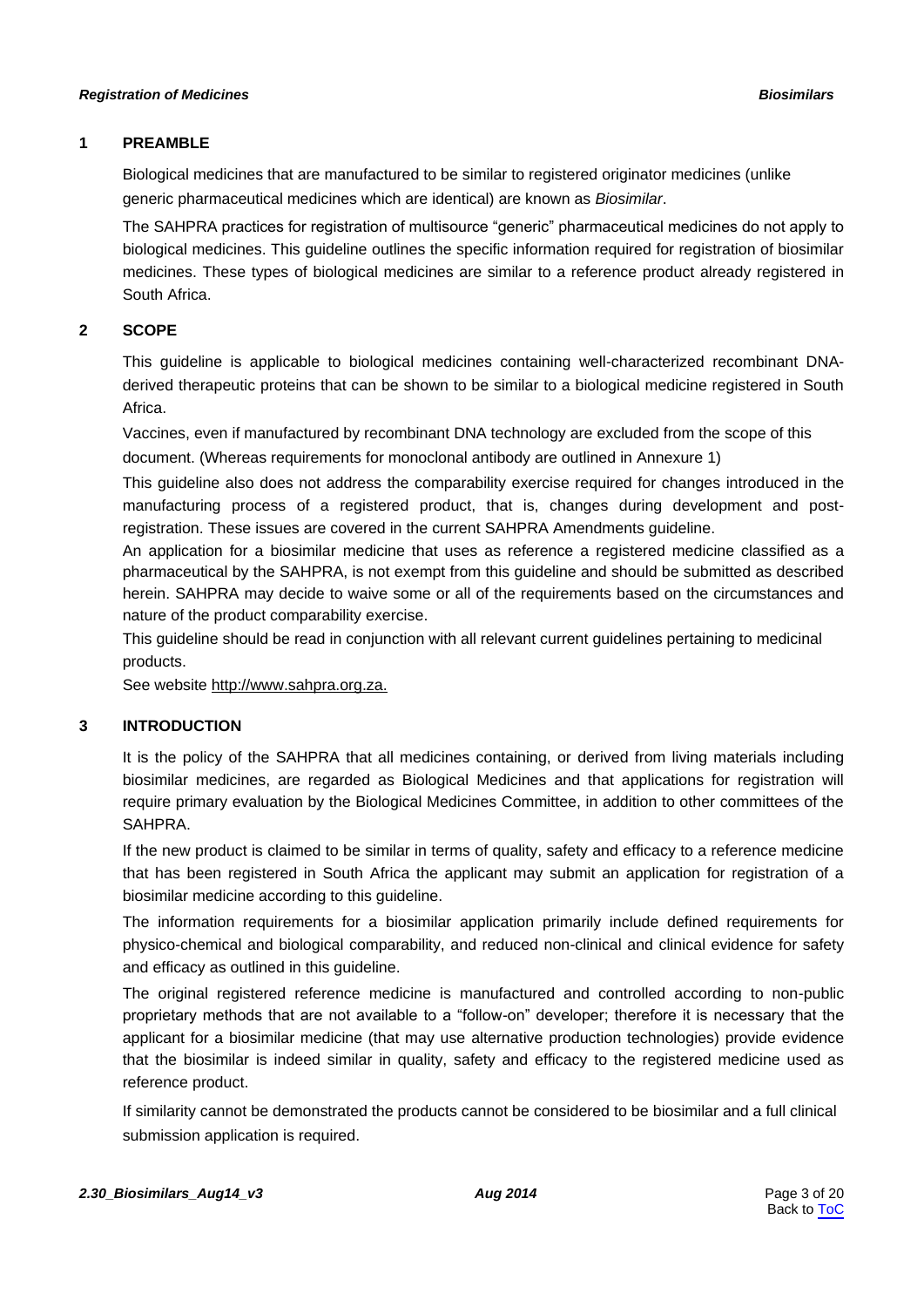## 1 PREAMBLE

Biological medicines that are manufactured to be similar to registered originator medicines (unlike generic pharmaceutical medicines which are identical) are known as *Biosimilar*.

The SAHPRA practices for registration of multisource "generic" pharmaceutical medicines do not apply to biological medicines. This guideline outlines the specific information required for registration of biosimilar medicines. These types of biological medicines are similar to a reference product already registered in South Africa.

## 2 SCOPE

This guideline is applicable to biological medicines containing well-characterized recombinant DNA-derived therapeutic proteins that can be shown to be similar to a biological medicine registered in South Africa.

Vaccines, even if manufactured by recombinant DNA technology are excluded from the scope of this document. (Whereas requirements for monoclonal antibody are outlined in Annexure 1)

This guideline also does not address the comparability exercise required for changes introduced in the manufacturing process of a registered product, that is, changes during development and post-registration. These issues are covered in the current SAHPRA Amendments guideline.

An application for a biosimilar medicine that uses as reference a registered medicine classified as a pharmaceutical by the SAHPRA, is not exempt from this guideline and should be submitted as described herein. SAHPRA may decide to waive some or all of the requirements based on the circumstances and nature of the product comparability exercise.

This guideline should be read in conjunction with all relevant current guidelines pertaining to medicinal products.

See website http://www.sahpra.org.za.

## 3 INTRODUCTION

It is the policy of the SAHPRA that all medicines containing, or derived from living materials including biosimilar medicines, are regarded as Biological Medicines and that applications for registration will require primary evaluation by the Biological Medicines Committee, in addition to other committees of the SAHPRA.

If the new product is claimed to be similar in terms of quality, safety and efficacy to a reference medicine that has been registered in South Africa the applicant may submit an application for registration of a biosimilar medicine according to this guideline.

The information requirements for a biosimilar application primarily include defined requirements for physico-chemical and biological comparability, and reduced non-clinical and clinical evidence for safety and efficacy as outlined in this guideline.

The original registered reference medicine is manufactured and controlled according to non-public proprietary methods that are not available to a "follow-on" developer; therefore it is necessary that the applicant for a biosimilar medicine (that may use alternative production technologies) provide evidence that the biosimilar is indeed similar in quality, safety and efficacy to the registered medicine used as reference product.

If similarity cannot be demonstrated the products cannot be considered to be biosimilar and a full clinical submission application is required.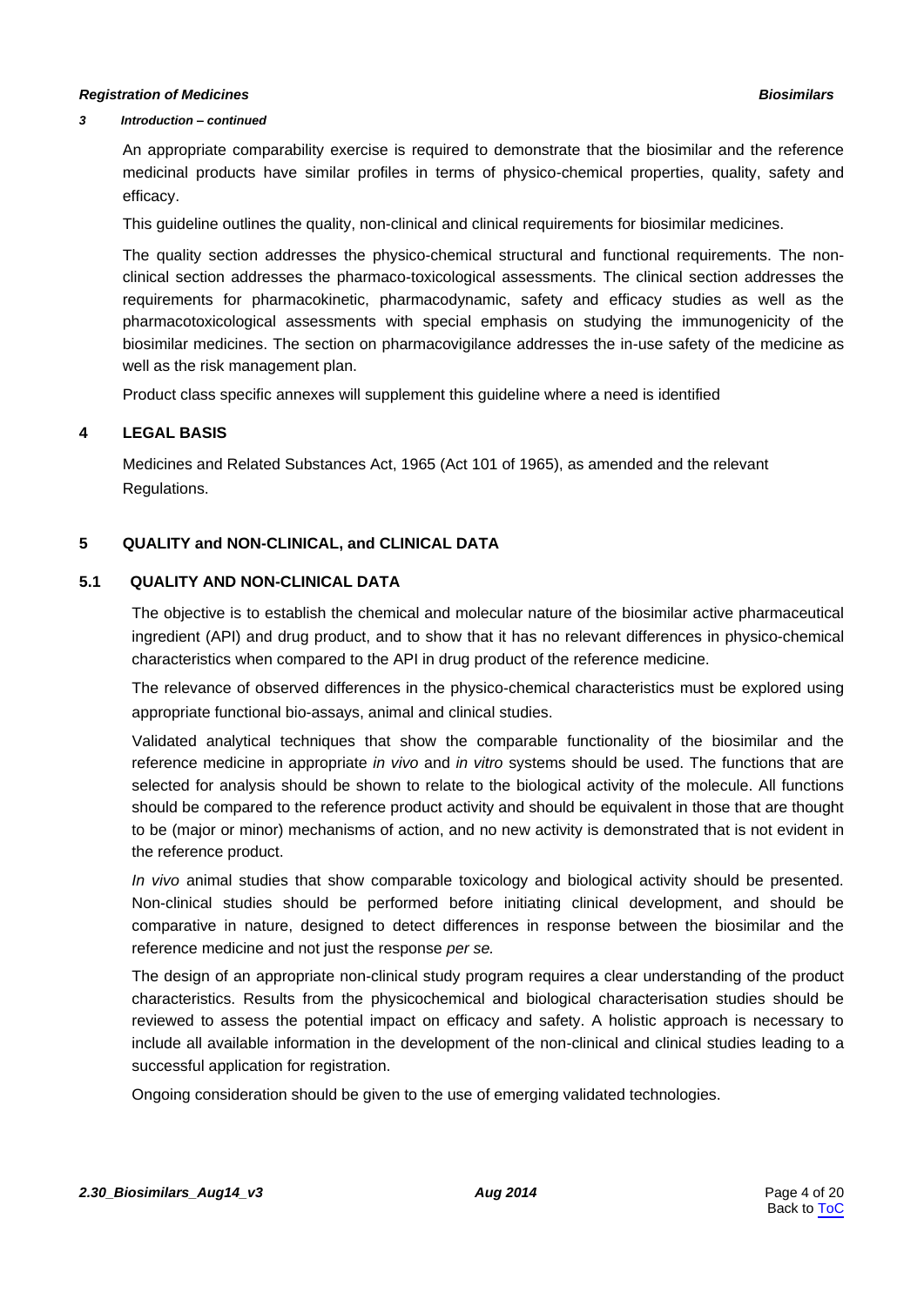*3 Introduction – continued*

An appropriate comparability exercise is required to demonstrate that the biosimilar and the reference medicinal products have similar profiles in terms of physico-chemical properties, quality, safety and efficacy.

This guideline outlines the quality, non-clinical and clinical requirements for biosimilar medicines.

The quality section addresses the physico-chemical structural and functional requirements. The non-clinical section addresses the pharmaco-toxicological assessments. The clinical section addresses the requirements for pharmacokinetic, pharmacodynamic, safety and efficacy studies as well as the pharmacotoxicological assessments with special emphasis on studying the immunogenicity of the biosimilar medicines. The section on pharmacovigilance addresses the in-use safety of the medicine as well as the risk management plan.

Product class specific annexes will supplement this guideline where a need is identified

## 4 LEGAL BASIS

Medicines and Related Substances Act, 1965 (Act 101 of 1965), as amended and the relevant Regulations.

## 5 QUALITY and NON-CLINICAL, and CLINICAL DATA

### 5.1 QUALITY AND NON-CLINICAL DATA

The objective is to establish the chemical and molecular nature of the biosimilar active pharmaceutical ingredient (API) and drug product, and to show that it has no relevant differences in physico-chemical characteristics when compared to the API in drug product of the reference medicine.

The relevance of observed differences in the physico-chemical characteristics must be explored using appropriate functional bio-assays, animal and clinical studies.

Validated analytical techniques that show the comparable functionality of the biosimilar and the reference medicine in appropriate *in vivo* and *in vitro* systems should be used. The functions that are selected for analysis should be shown to relate to the biological activity of the molecule. All functions should be compared to the reference product activity and should be equivalent in those that are thought to be (major or minor) mechanisms of action, and no new activity is demonstrated that is not evident in the reference product.

*In vivo* animal studies that show comparable toxicology and biological activity should be presented. Non-clinical studies should be performed before initiating clinical development, and should be comparative in nature, designed to detect differences in response between the biosimilar and the reference medicine and not just the response *per se.*

The design of an appropriate non-clinical study program requires a clear understanding of the product characteristics. Results from the physicochemical and biological characterisation studies should be reviewed to assess the potential impact on efficacy and safety. A holistic approach is necessary to include all available information in the development of the non-clinical and clinical studies leading to a successful application for registration.

Ongoing consideration should be given to the use of emerging validated technologies.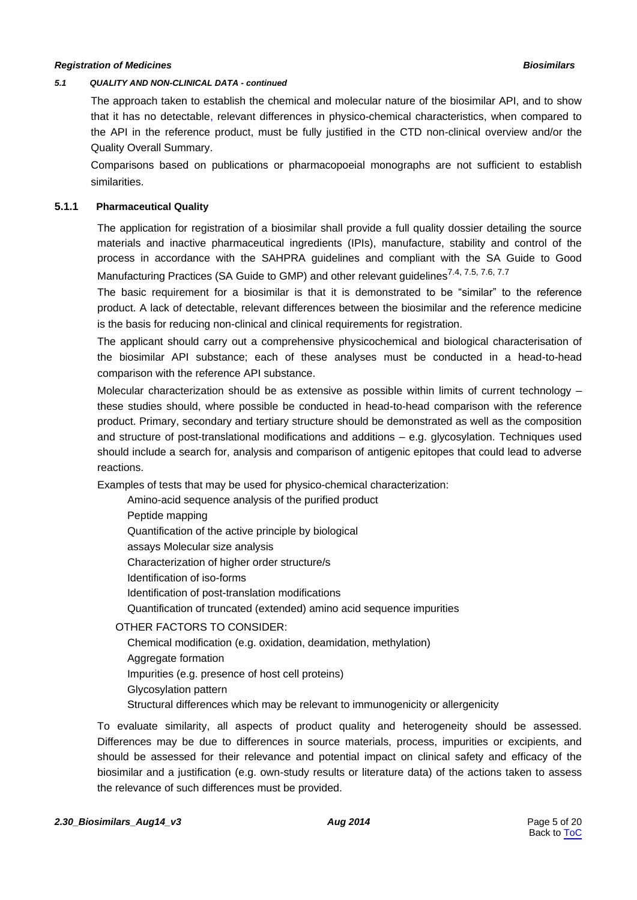*5.1 QUALITY AND NON-CLINICAL DATA - continued*

The approach taken to establish the chemical and molecular nature of the biosimilar API, and to show that it has no detectable, relevant differences in physico-chemical characteristics, when compared to the API in the reference product, must be fully justified in the CTD non-clinical overview and/or the Quality Overall Summary.

Comparisons based on publications or pharmacopoeial monographs are not sufficient to establish similarities.

### 5.1.1 Pharmaceutical Quality

The application for registration of a biosimilar shall provide a full quality dossier detailing the source materials and inactive pharmaceutical ingredients (IPIs), manufacture, stability and control of the process in accordance with the SAHPRA guidelines and compliant with the SA Guide to Good Manufacturing Practices (SA Guide to GMP) and other relevant guidelines[7.4, 7.5, 7.6, 7.7]

The basic requirement for a biosimilar is that it is demonstrated to be "similar" to the reference product. A lack of detectable, relevant differences between the biosimilar and the reference medicine is the basis for reducing non-clinical and clinical requirements for registration.

The applicant should carry out a comprehensive physicochemical and biological characterisation of the biosimilar API substance; each of these analyses must be conducted in a head-to-head comparison with the reference API substance.

Molecular characterization should be as extensive as possible within limits of current technology – these studies should, where possible be conducted in head-to-head comparison with the reference product. Primary, secondary and tertiary structure should be demonstrated as well as the composition and structure of post-translational modifications and additions – e.g. glycosylation. Techniques used should include a search for, analysis and comparison of antigenic epitopes that could lead to adverse reactions.

Examples of tests that may be used for physico-chemical characterization:

Amino-acid sequence analysis of the purified product
Peptide mapping
Quantification of the active principle by biological
assays Molecular size analysis
Characterization of higher order structure/s
Identification of iso-forms
Identification of post-translation modifications
Quantification of truncated (extended) amino acid sequence impurities

OTHER FACTORS TO CONSIDER:

Chemical modification (e.g. oxidation, deamidation, methylation)
Aggregate formation
Impurities (e.g. presence of host cell proteins)
Glycosylation pattern
Structural differences which may be relevant to immunogenicity or allergenicity

To evaluate similarity, all aspects of product quality and heterogeneity should be assessed. Differences may be due to differences in source materials, process, impurities or excipients, and should be assessed for their relevance and potential impact on clinical safety and efficacy of the biosimilar and a justification (e.g. own-study results or literature data) of the actions taken to assess the relevance of such differences must be provided.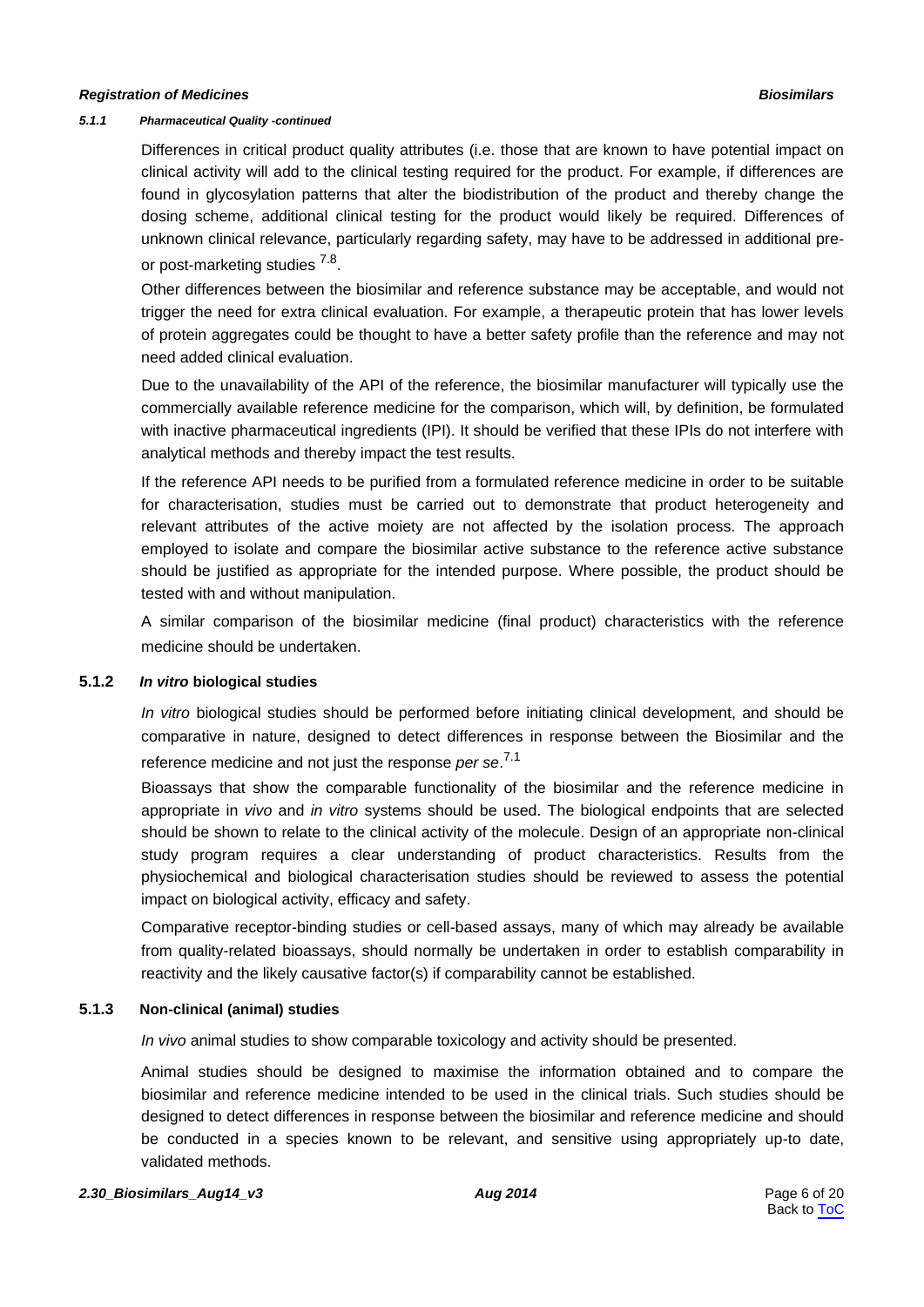#### 5.1.1 *Pharmaceutical Quality -continued*

Differences in critical product quality attributes (i.e. those that are known to have potential impact on clinical activity will add to the clinical testing required for the product. For example, if differences are found in glycosylation patterns that alter the biodistribution of the product and thereby change the dosing scheme, additional clinical testing for the product would likely be required. Differences of unknown clinical relevance, particularly regarding safety, may have to be addressed in additional pre- or post-marketing studies [7.8].

Other differences between the biosimilar and reference substance may be acceptable, and would not trigger the need for extra clinical evaluation. For example, a therapeutic protein that has lower levels of protein aggregates could be thought to have a better safety profile than the reference and may not need added clinical evaluation.

Due to the unavailability of the API of the reference, the biosimilar manufacturer will typically use the commercially available reference medicine for the comparison, which will, by definition, be formulated with inactive pharmaceutical ingredients (IPI). It should be verified that these IPIs do not interfere with analytical methods and thereby impact the test results.

If the reference API needs to be purified from a formulated reference medicine in order to be suitable for characterisation, studies must be carried out to demonstrate that product heterogeneity and relevant attributes of the active moiety are not affected by the isolation process. The approach employed to isolate and compare the biosimilar active substance to the reference active substance should be justified as appropriate for the intended purpose. Where possible, the product should be tested with and without manipulation.

A similar comparison of the biosimilar medicine (final product) characteristics with the reference medicine should be undertaken.

### 5.1.2 *In vitro* biological studies

*In vitro* biological studies should be performed before initiating clinical development, and should be comparative in nature, designed to detect differences in response between the Biosimilar and the reference medicine and not just the response *per se*.[7.1]

Bioassays that show the comparable functionality of the biosimilar and the reference medicine in appropriate in *vivo* and *in vitro* systems should be used. The biological endpoints that are selected should be shown to relate to the clinical activity of the molecule. Design of an appropriate non-clinical study program requires a clear understanding of product characteristics. Results from the physiochemical and biological characterisation studies should be reviewed to assess the potential impact on biological activity, efficacy and safety.

Comparative receptor-binding studies or cell-based assays, many of which may already be available from quality-related bioassays, should normally be undertaken in order to establish comparability in reactivity and the likely causative factor(s) if comparability cannot be established.

### 5.1.3 Non-clinical (animal) studies

*In vivo* animal studies to show comparable toxicology and activity should be presented.

Animal studies should be designed to maximise the information obtained and to compare the biosimilar and reference medicine intended to be used in the clinical trials. Such studies should be designed to detect differences in response between the biosimilar and reference medicine and should be conducted in a species known to be relevant, and sensitive using appropriately up-to date, validated methods.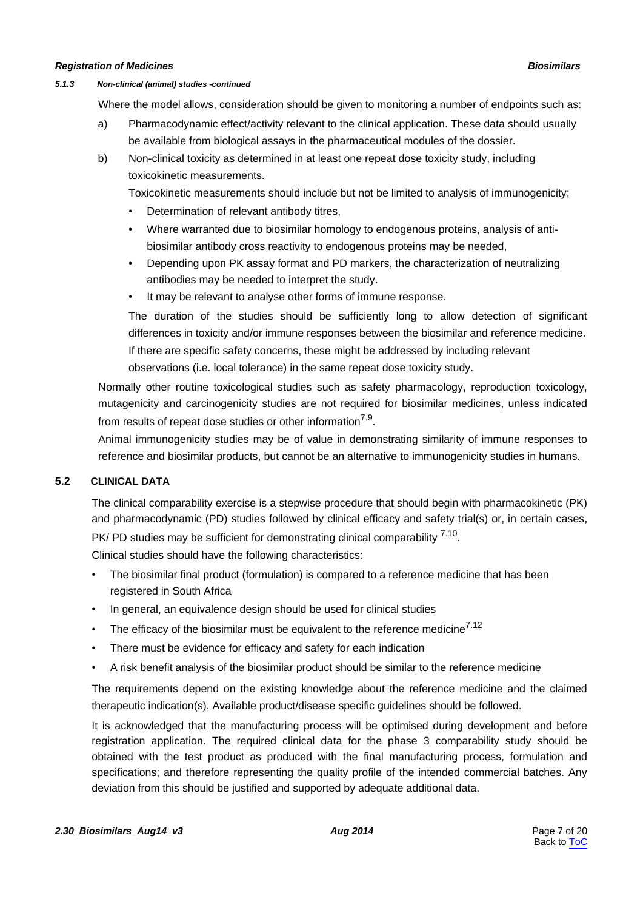#### 5.1.3 Non-clinical (animal) studies -continued

Where the model allows, consideration should be given to monitoring a number of endpoints such as:

a) Pharmacodynamic effect/activity relevant to the clinical application. These data should usually be available from biological assays in the pharmaceutical modules of the dossier.

b) Non-clinical toxicity as determined in at least one repeat dose toxicity study, including toxicokinetic measurements.

   Toxicokinetic measurements should include but not be limited to analysis of immunogenicity;

   - Determination of relevant antibody titres,
   - Where warranted due to biosimilar homology to endogenous proteins, analysis of anti-biosimilar antibody cross reactivity to endogenous proteins may be needed,
   - Depending upon PK assay format and PD markers, the characterization of neutralizing antibodies may be needed to interpret the study.
   - It may be relevant to analyse other forms of immune response.

   The duration of the studies should be sufficiently long to allow detection of significant differences in toxicity and/or immune responses between the biosimilar and reference medicine. If there are specific safety concerns, these might be addressed by including relevant observations (i.e. local tolerance) in the same repeat dose toxicity study.

Normally other routine toxicological studies such as safety pharmacology, reproduction toxicology, mutagenicity and carcinogenicity studies are not required for biosimilar medicines, unless indicated from results of repeat dose studies or other information[7.9].

Animal immunogenicity studies may be of value in demonstrating similarity of immune responses to reference and biosimilar products, but cannot be an alternative to immunogenicity studies in humans.

### 5.2 CLINICAL DATA

The clinical comparability exercise is a stepwise procedure that should begin with pharmacokinetic (PK) and pharmacodynamic (PD) studies followed by clinical efficacy and safety trial(s) or, in certain cases, PK/ PD studies may be sufficient for demonstrating clinical comparability [7.10].

Clinical studies should have the following characteristics:

- The biosimilar final product (formulation) is compared to a reference medicine that has been registered in South Africa
- In general, an equivalence design should be used for clinical studies
- The efficacy of the biosimilar must be equivalent to the reference medicine[7.12]
- There must be evidence for efficacy and safety for each indication
- A risk benefit analysis of the biosimilar product should be similar to the reference medicine

The requirements depend on the existing knowledge about the reference medicine and the claimed therapeutic indication(s). Available product/disease specific guidelines should be followed.

It is acknowledged that the manufacturing process will be optimised during development and before registration application. The required clinical data for the phase 3 comparability study should be obtained with the test product as produced with the final manufacturing process, formulation and specifications; and therefore representing the quality profile of the intended commercial batches. Any deviation from this should be justified and supported by adequate additional data.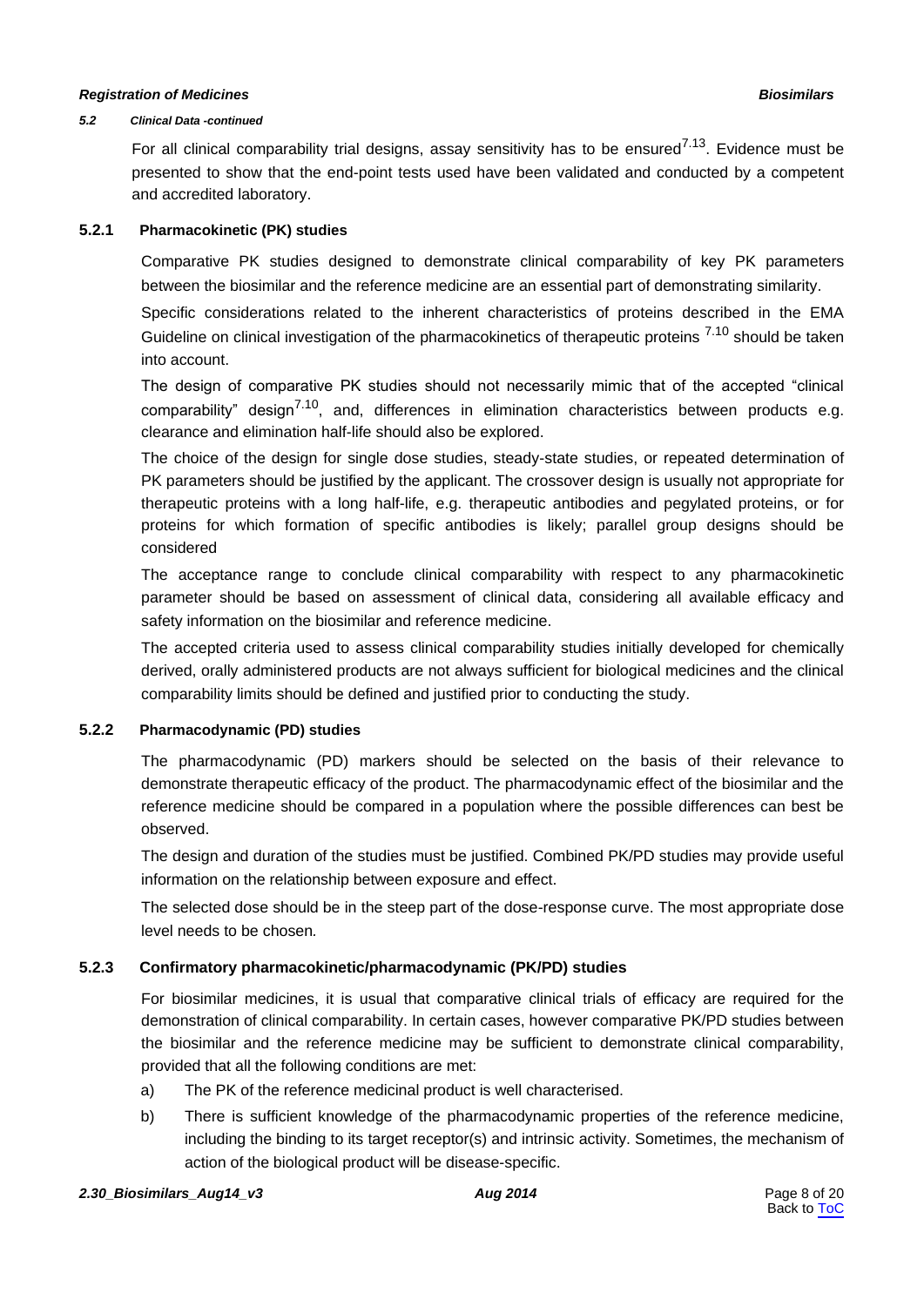*5.2 Clinical Data -continued*

For all clinical comparability trial designs, assay sensitivity has to be ensured[7.13]. Evidence must be presented to show that the end-point tests used have been validated and conducted by a competent and accredited laboratory.

### 5.2.1 Pharmacokinetic (PK) studies

Comparative PK studies designed to demonstrate clinical comparability of key PK parameters between the biosimilar and the reference medicine are an essential part of demonstrating similarity.

Specific considerations related to the inherent characteristics of proteins described in the EMA Guideline on clinical investigation of the pharmacokinetics of therapeutic proteins [7.10] should be taken into account.

The design of comparative PK studies should not necessarily mimic that of the accepted "clinical comparability" design[7.10], and, differences in elimination characteristics between products e.g. clearance and elimination half-life should also be explored.

The choice of the design for single dose studies, steady-state studies, or repeated determination of PK parameters should be justified by the applicant. The crossover design is usually not appropriate for therapeutic proteins with a long half-life, e.g. therapeutic antibodies and pegylated proteins, or for proteins for which formation of specific antibodies is likely; parallel group designs should be considered

The acceptance range to conclude clinical comparability with respect to any pharmacokinetic parameter should be based on assessment of clinical data, considering all available efficacy and safety information on the biosimilar and reference medicine.

The accepted criteria used to assess clinical comparability studies initially developed for chemically derived, orally administered products are not always sufficient for biological medicines and the clinical comparability limits should be defined and justified prior to conducting the study.

### 5.2.2 Pharmacodynamic (PD) studies

The pharmacodynamic (PD) markers should be selected on the basis of their relevance to demonstrate therapeutic efficacy of the product. The pharmacodynamic effect of the biosimilar and the reference medicine should be compared in a population where the possible differences can best be observed.

The design and duration of the studies must be justified. Combined PK/PD studies may provide useful information on the relationship between exposure and effect.

The selected dose should be in the steep part of the dose-response curve. The most appropriate dose level needs to be chosen.

### 5.2.3 Confirmatory pharmacokinetic/pharmacodynamic (PK/PD) studies

For biosimilar medicines, it is usual that comparative clinical trials of efficacy are required for the demonstration of clinical comparability. In certain cases, however comparative PK/PD studies between the biosimilar and the reference medicine may be sufficient to demonstrate clinical comparability, provided that all the following conditions are met:

a) The PK of the reference medicinal product is well characterised.

b) There is sufficient knowledge of the pharmacodynamic properties of the reference medicine, including the binding to its target receptor(s) and intrinsic activity. Sometimes, the mechanism of action of the biological product will be disease-specific.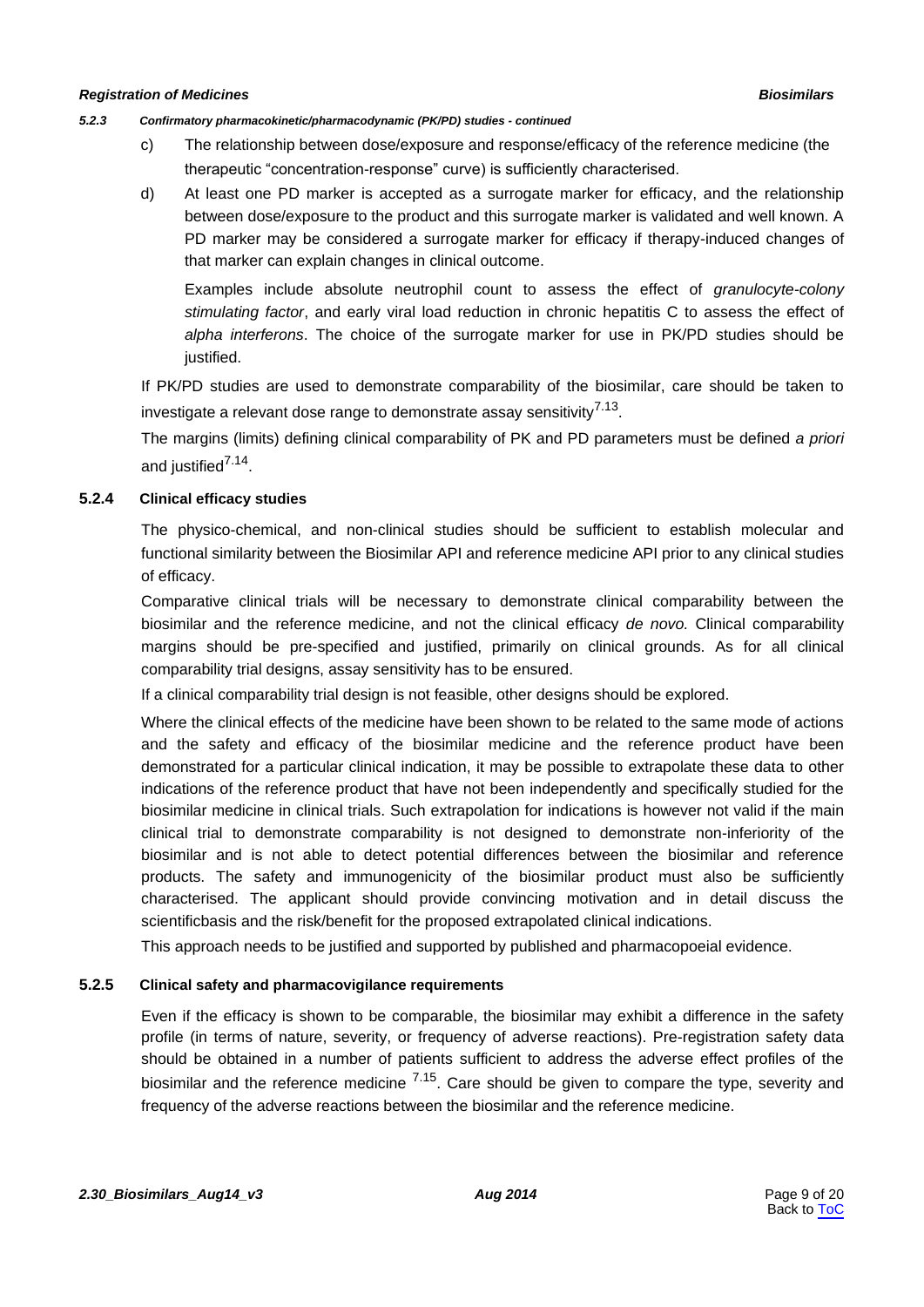*5.2.3 Confirmatory pharmacokinetic/pharmacodynamic (PK/PD) studies - continued*

c) The relationship between dose/exposure and response/efficacy of the reference medicine (the therapeutic "concentration-response" curve) is sufficiently characterised.

d) At least one PD marker is accepted as a surrogate marker for efficacy, and the relationship between dose/exposure to the product and this surrogate marker is validated and well known. A PD marker may be considered a surrogate marker for efficacy if therapy-induced changes of that marker can explain changes in clinical outcome.

   Examples include absolute neutrophil count to assess the effect of *granulocyte-colony stimulating factor*, and early viral load reduction in chronic hepatitis C to assess the effect of *alpha interferons*. The choice of the surrogate marker for use in PK/PD studies should be justified.

If PK/PD studies are used to demonstrate comparability of the biosimilar, care should be taken to investigate a relevant dose range to demonstrate assay sensitivity[7.13].

The margins (limits) defining clinical comparability of PK and PD parameters must be defined *a priori* and justified[7.14].

### 5.2.4 Clinical efficacy studies

The physico-chemical, and non-clinical studies should be sufficient to establish molecular and functional similarity between the Biosimilar API and reference medicine API prior to any clinical studies of efficacy.

Comparative clinical trials will be necessary to demonstrate clinical comparability between the biosimilar and the reference medicine, and not the clinical efficacy *de novo.* Clinical comparability margins should be pre-specified and justified, primarily on clinical grounds. As for all clinical comparability trial designs, assay sensitivity has to be ensured.

If a clinical comparability trial design is not feasible, other designs should be explored.

Where the clinical effects of the medicine have been shown to be related to the same mode of actions and the safety and efficacy of the biosimilar medicine and the reference product have been demonstrated for a particular clinical indication, it may be possible to extrapolate these data to other indications of the reference product that have not been independently and specifically studied for the biosimilar medicine in clinical trials. Such extrapolation for indications is however not valid if the main clinical trial to demonstrate comparability is not designed to demonstrate non-inferiority of the biosimilar and is not able to detect potential differences between the biosimilar and reference products. The safety and immunogenicity of the biosimilar product must also be sufficiently characterised. The applicant should provide convincing motivation and in detail discuss the scientificbasis and the risk/benefit for the proposed extrapolated clinical indications.

This approach needs to be justified and supported by published and pharmacopoeial evidence.

### 5.2.5 Clinical safety and pharmacovigilance requirements

Even if the efficacy is shown to be comparable, the biosimilar may exhibit a difference in the safety profile (in terms of nature, severity, or frequency of adverse reactions). Pre-registration safety data should be obtained in a number of patients sufficient to address the adverse effect profiles of the biosimilar and the reference medicine [7.15]. Care should be given to compare the type, severity and frequency of the adverse reactions between the biosimilar and the reference medicine.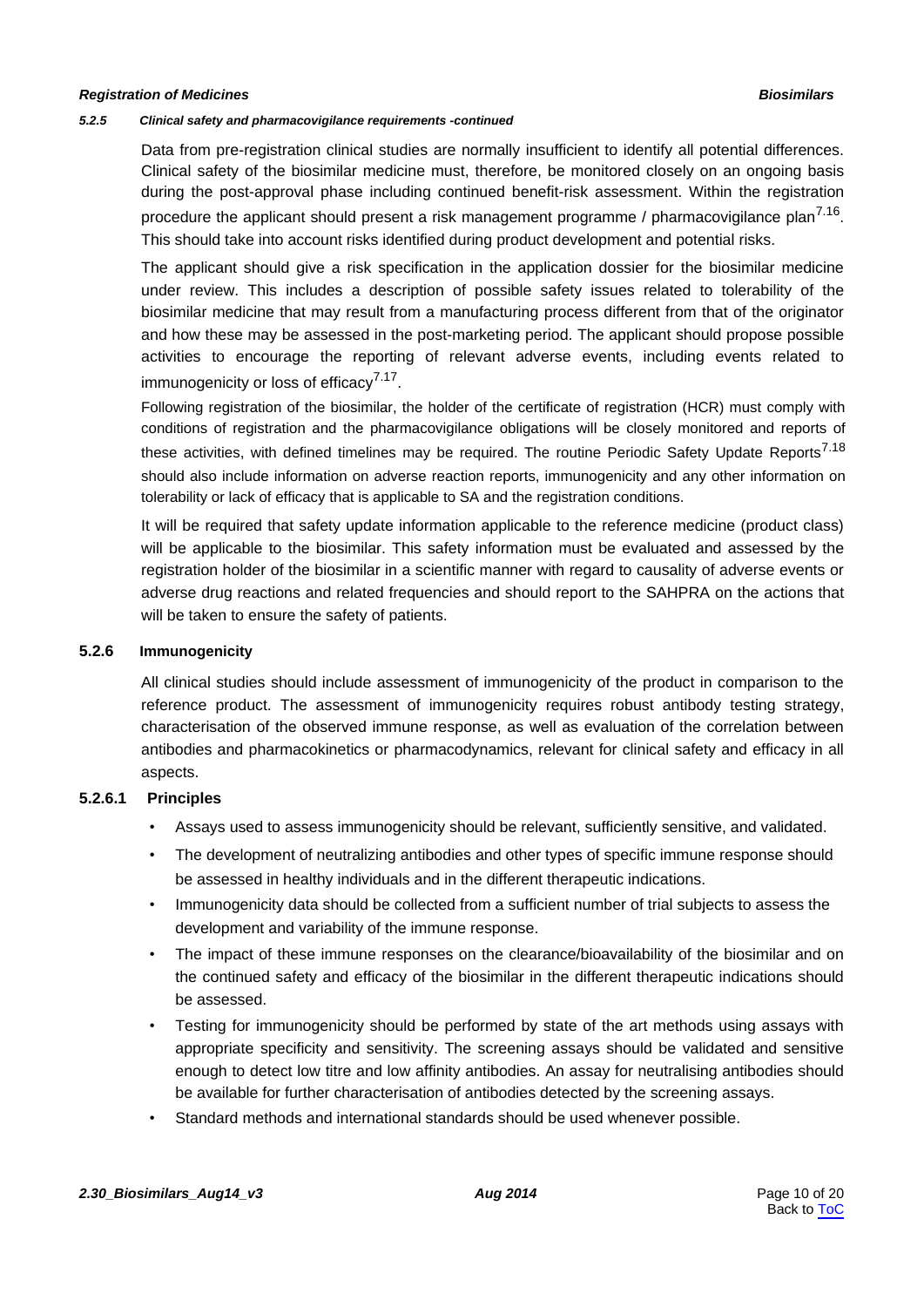##### *5.2.5 Clinical safety and pharmacovigilance requirements -continued*

Data from pre-registration clinical studies are normally insufficient to identify all potential differences. Clinical safety of the biosimilar medicine must, therefore, be monitored closely on an ongoing basis during the post-approval phase including continued benefit-risk assessment. Within the registration procedure the applicant should present a risk management programme / pharmacovigilance plan[7.16]. This should take into account risks identified during product development and potential risks.

The applicant should give a risk specification in the application dossier for the biosimilar medicine under review. This includes a description of possible safety issues related to tolerability of the biosimilar medicine that may result from a manufacturing process different from that of the originator and how these may be assessed in the post-marketing period. The applicant should propose possible activities to encourage the reporting of relevant adverse events, including events related to immunogenicity or loss of efficacy[7.17].

Following registration of the biosimilar, the holder of the certificate of registration (HCR) must comply with conditions of registration and the pharmacovigilance obligations will be closely monitored and reports of these activities, with defined timelines may be required. The routine Periodic Safety Update Reports[7.18] should also include information on adverse reaction reports, immunogenicity and any other information on tolerability or lack of efficacy that is applicable to SA and the registration conditions.

It will be required that safety update information applicable to the reference medicine (product class) will be applicable to the biosimilar. This safety information must be evaluated and assessed by the registration holder of the biosimilar in a scientific manner with regard to causality of adverse events or adverse drug reactions and related frequencies and should report to the SAHPRA on the actions that will be taken to ensure the safety of patients.

### 5.2.6 Immunogenicity

All clinical studies should include assessment of immunogenicity of the product in comparison to the reference product. The assessment of immunogenicity requires robust antibody testing strategy, characterisation of the observed immune response, as well as evaluation of the correlation between antibodies and pharmacokinetics or pharmacodynamics, relevant for clinical safety and efficacy in all aspects.

#### 5.2.6.1 Principles

- Assays used to assess immunogenicity should be relevant, sufficiently sensitive, and validated.
- The development of neutralizing antibodies and other types of specific immune response should be assessed in healthy individuals and in the different therapeutic indications.
- Immunogenicity data should be collected from a sufficient number of trial subjects to assess the development and variability of the immune response.
- The impact of these immune responses on the clearance/bioavailability of the biosimilar and on the continued safety and efficacy of the biosimilar in the different therapeutic indications should be assessed.
- Testing for immunogenicity should be performed by state of the art methods using assays with appropriate specificity and sensitivity. The screening assays should be validated and sensitive enough to detect low titre and low affinity antibodies. An assay for neutralising antibodies should be available for further characterisation of antibodies detected by the screening assays.
- Standard methods and international standards should be used whenever possible.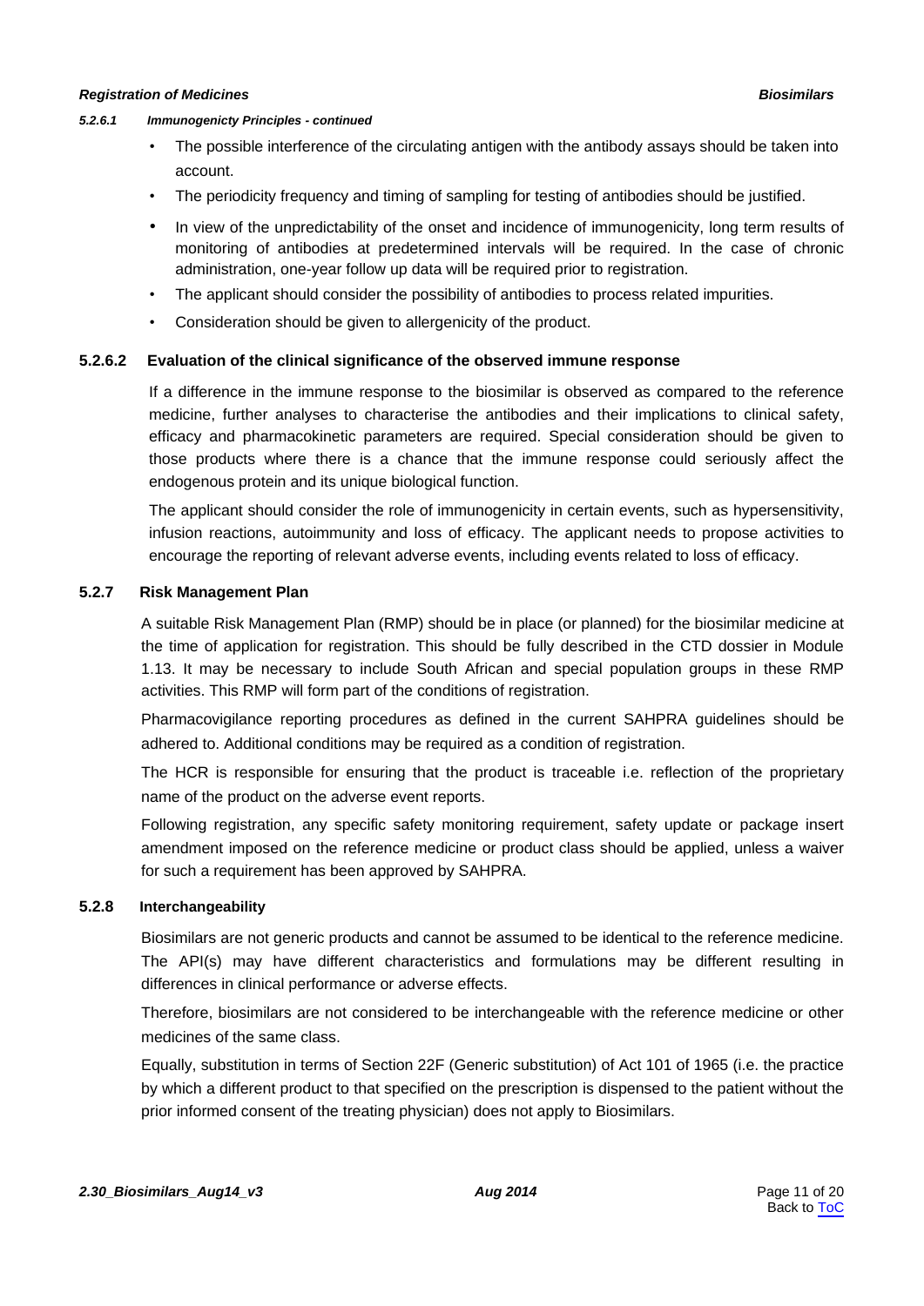#### *5.2.6.1 Immunogenicty Principles - continued*

- The possible interference of the circulating antigen with the antibody assays should be taken into account.
- The periodicity frequency and timing of sampling for testing of antibodies should be justified.
- In view of the unpredictability of the onset and incidence of immunogenicity, long term results of monitoring of antibodies at predetermined intervals will be required. In the case of chronic administration, one-year follow up data will be required prior to registration.
- The applicant should consider the possibility of antibodies to process related impurities.
- Consideration should be given to allergenicity of the product.

#### 5.2.6.2 Evaluation of the clinical significance of the observed immune response

If a difference in the immune response to the biosimilar is observed as compared to the reference medicine, further analyses to characterise the antibodies and their implications to clinical safety, efficacy and pharmacokinetic parameters are required. Special consideration should be given to those products where there is a chance that the immune response could seriously affect the endogenous protein and its unique biological function.

The applicant should consider the role of immunogenicity in certain events, such as hypersensitivity, infusion reactions, autoimmunity and loss of efficacy. The applicant needs to propose activities to encourage the reporting of relevant adverse events, including events related to loss of efficacy.

### 5.2.7 Risk Management Plan

A suitable Risk Management Plan (RMP) should be in place (or planned) for the biosimilar medicine at the time of application for registration. This should be fully described in the CTD dossier in Module 1.13. It may be necessary to include South African and special population groups in these RMP activities. This RMP will form part of the conditions of registration.

Pharmacovigilance reporting procedures as defined in the current SAHPRA guidelines should be adhered to. Additional conditions may be required as a condition of registration.

The HCR is responsible for ensuring that the product is traceable i.e. reflection of the proprietary name of the product on the adverse event reports.

Following registration, any specific safety monitoring requirement, safety update or package insert amendment imposed on the reference medicine or product class should be applied, unless a waiver for such a requirement has been approved by SAHPRA.

### 5.2.8 Interchangeability

Biosimilars are not generic products and cannot be assumed to be identical to the reference medicine. The API(s) may have different characteristics and formulations may be different resulting in differences in clinical performance or adverse effects.

Therefore, biosimilars are not considered to be interchangeable with the reference medicine or other medicines of the same class.

Equally, substitution in terms of Section 22F (Generic substitution) of Act 101 of 1965 (i.e. the practice by which a different product to that specified on the prescription is dispensed to the patient without the prior informed consent of the treating physician) does not apply to Biosimilars.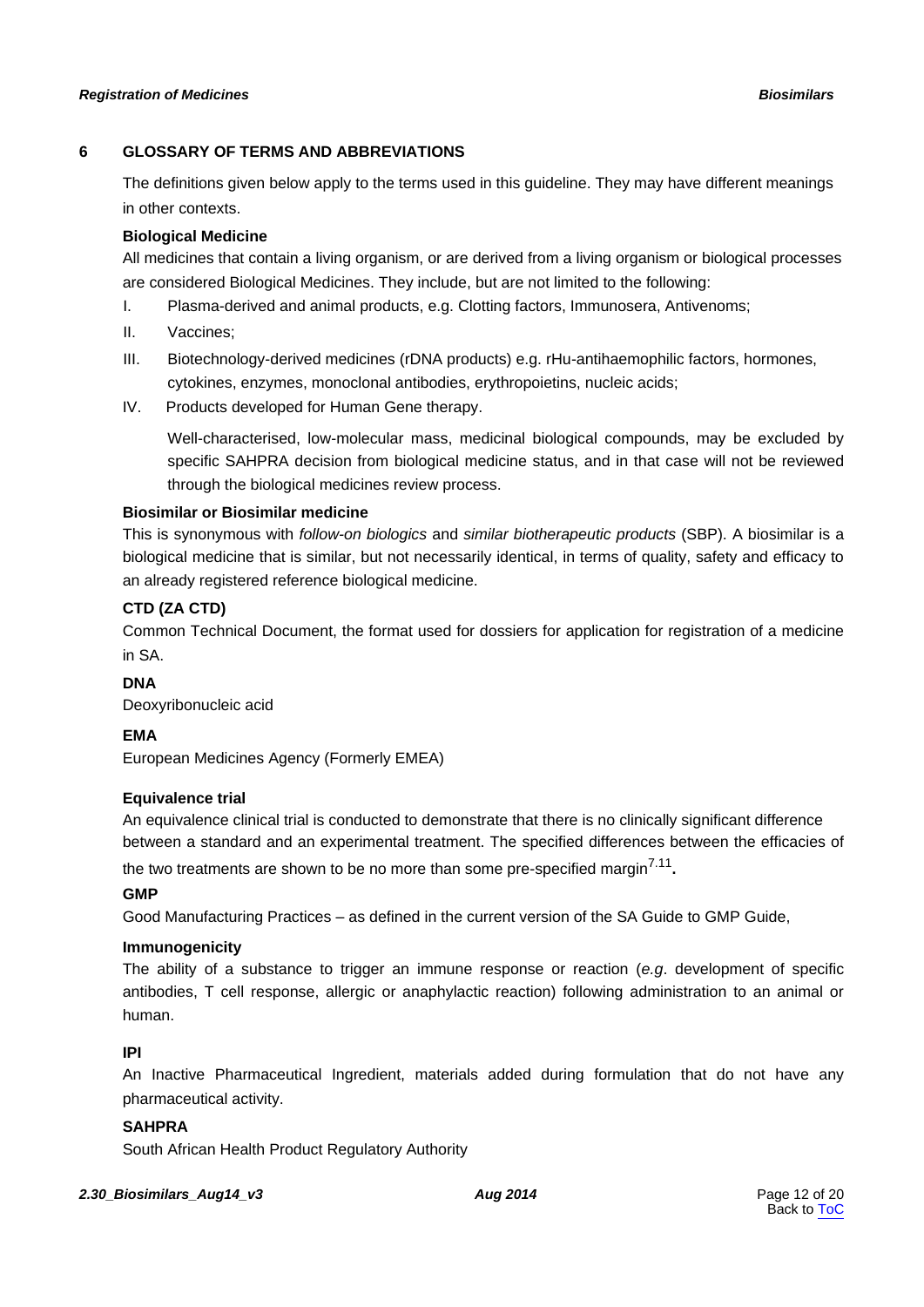## 6 GLOSSARY OF TERMS AND ABBREVIATIONS

The definitions given below apply to the terms used in this guideline. They may have different meanings in other contexts.

**Biological Medicine**

All medicines that contain a living organism, or are derived from a living organism or biological processes are considered Biological Medicines. They include, but are not limited to the following:

I. Plasma-derived and animal products, e.g. Clotting factors, Immunosera, Antivenoms;

II. Vaccines;

III. Biotechnology-derived medicines (rDNA products) e.g. rHu-antihaemophilic factors, hormones, cytokines, enzymes, monoclonal antibodies, erythropoietins, nucleic acids;

IV. Products developed for Human Gene therapy.

Well-characterised, low-molecular mass, medicinal biological compounds, may be excluded by specific SAHPRA decision from biological medicine status, and in that case will not be reviewed through the biological medicines review process.

**Biosimilar or Biosimilar medicine**

This is synonymous with *follow-on biologics* and *similar biotherapeutic products* (SBP). A biosimilar is a biological medicine that is similar, but not necessarily identical, in terms of quality, safety and efficacy to an already registered reference biological medicine.

**CTD (ZA CTD)**

Common Technical Document, the format used for dossiers for application for registration of a medicine in SA.

**DNA**

Deoxyribonucleic acid

**EMA**

European Medicines Agency (Formerly EMEA)

**Equivalence trial**

An equivalence clinical trial is conducted to demonstrate that there is no clinically significant difference between a standard and an experimental treatment. The specified differences between the efficacies of the two treatments are shown to be no more than some pre-specified margin[7,11].

**GMP**

Good Manufacturing Practices – as defined in the current version of the SA Guide to GMP Guide,

**Immunogenicity**

The ability of a substance to trigger an immune response or reaction (*e.g*. development of specific antibodies, T cell response, allergic or anaphylactic reaction) following administration to an animal or human.

**IPI**

An Inactive Pharmaceutical Ingredient, materials added during formulation that do not have any pharmaceutical activity.

**SAHPRA**

South African Health Product Regulatory Authority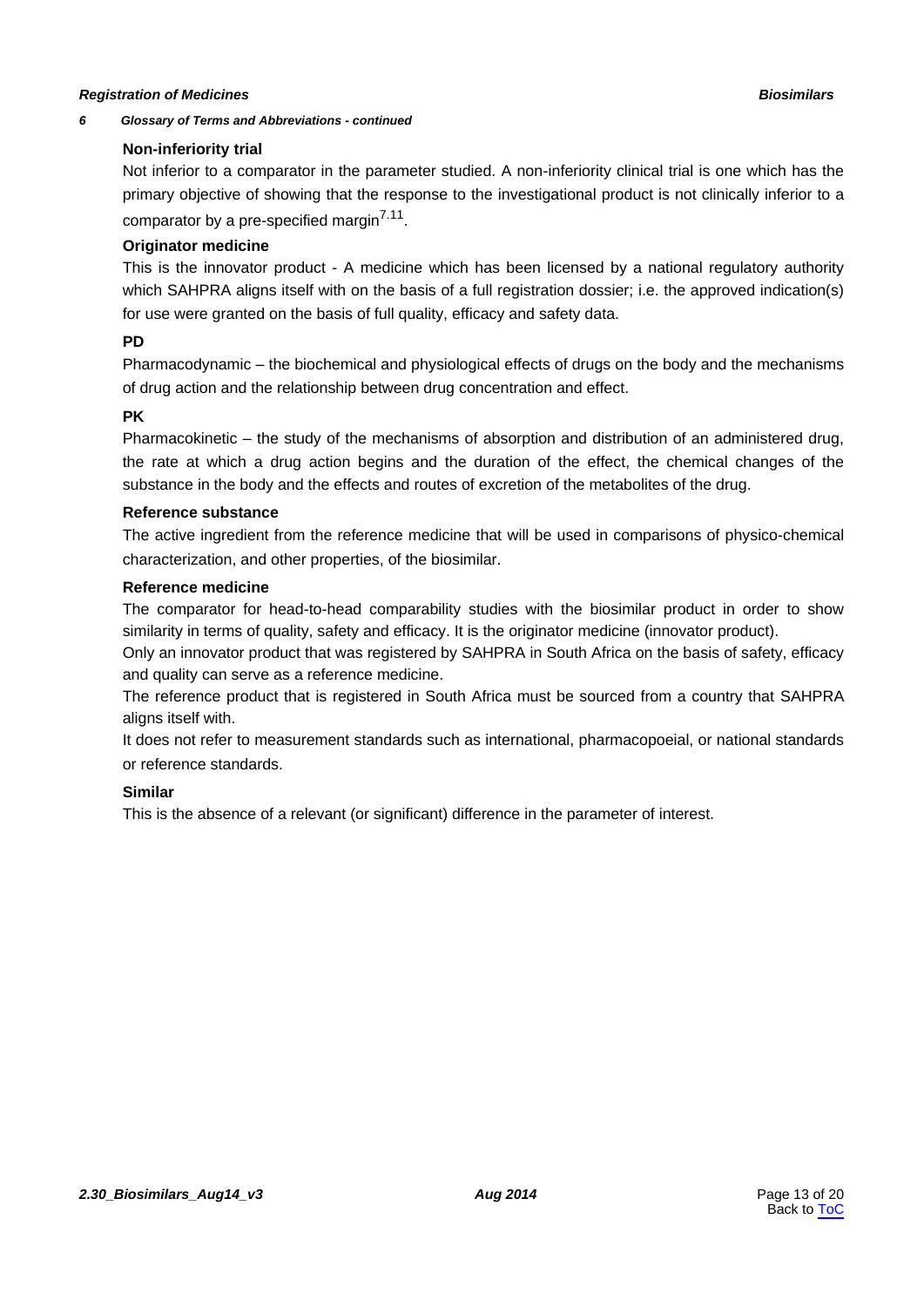*6 Glossary of Terms and Abbreviations - continued*

**Non-inferiority trial**

Not inferior to a comparator in the parameter studied. A non-inferiority clinical trial is one which has the primary objective of showing that the response to the investigational product is not clinically inferior to a comparator by a pre-specified margin[7.11].

**Originator medicine**

This is the innovator product - A medicine which has been licensed by a national regulatory authority which SAHPRA aligns itself with on the basis of a full registration dossier; i.e. the approved indication(s) for use were granted on the basis of full quality, efficacy and safety data.

**PD**

Pharmacodynamic – the biochemical and physiological effects of drugs on the body and the mechanisms of drug action and the relationship between drug concentration and effect.

**PK**

Pharmacokinetic – the study of the mechanisms of absorption and distribution of an administered drug, the rate at which a drug action begins and the duration of the effect, the chemical changes of the substance in the body and the effects and routes of excretion of the metabolites of the drug.

**Reference substance**

The active ingredient from the reference medicine that will be used in comparisons of physico-chemical characterization, and other properties, of the biosimilar.

**Reference medicine**

The comparator for head-to-head comparability studies with the biosimilar product in order to show similarity in terms of quality, safety and efficacy. It is the originator medicine (innovator product).

Only an innovator product that was registered by SAHPRA in South Africa on the basis of safety, efficacy and quality can serve as a reference medicine.

The reference product that is registered in South Africa must be sourced from a country that SAHPRA aligns itself with.

It does not refer to measurement standards such as international, pharmacopoeial, or national standards or reference standards.

**Similar**

This is the absence of a relevant (or significant) difference in the parameter of interest.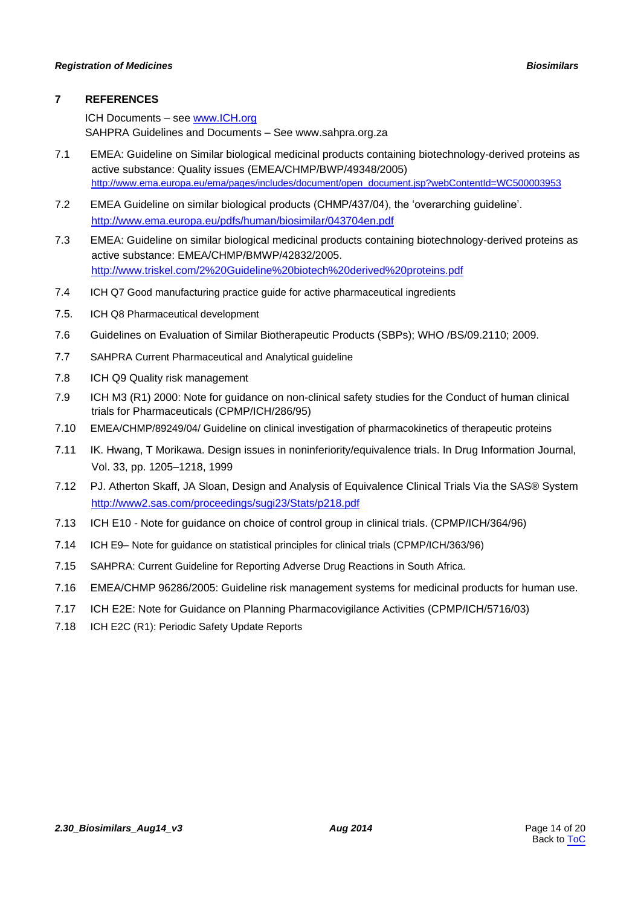## 7 REFERENCES

ICH Documents – see www.ICH.org
SAHPRA Guidelines and Documents – See www.sahpra.org.za

7.1 EMEA: Guideline on Similar biological medicinal products containing biotechnology-derived proteins as active substance: Quality issues (EMEA/CHMP/BWP/49348/2005) http://www.ema.europa.eu/ema/pages/includes/document/open_document.jsp?webContentId=WC500003953

7.2 EMEA Guideline on similar biological products (CHMP/437/04), the 'overarching guideline'. http://www.ema.europa.eu/pdfs/human/biosimilar/043704en.pdf

7.3 EMEA: Guideline on similar biological medicinal products containing biotechnology-derived proteins as active substance: EMEA/CHMP/BMWP/42832/2005. http://www.triskel.com/2%20Guideline%20biotech%20derived%20proteins.pdf

7.4 ICH Q7 Good manufacturing practice guide for active pharmaceutical ingredients

7.5. ICH Q8 Pharmaceutical development

7.6 Guidelines on Evaluation of Similar Biotherapeutic Products (SBPs); WHO /BS/09.2110; 2009.

7.7 SAHPRA Current Pharmaceutical and Analytical guideline

7.8 ICH Q9 Quality risk management

7.9 ICH M3 (R1) 2000: Note for guidance on non-clinical safety studies for the Conduct of human clinical trials for Pharmaceuticals (CPMP/ICH/286/95)

7.10 EMEA/CHMP/89249/04/ Guideline on clinical investigation of pharmacokinetics of therapeutic proteins

7.11 IK. Hwang, T Morikawa. Design issues in noninferiority/equivalence trials. In Drug Information Journal, Vol. 33, pp. 1205–1218, 1999

7.12 PJ. Atherton Skaff, JA Sloan, Design and Analysis of Equivalence Clinical Trials Via the SAS® System http://www2.sas.com/proceedings/sugi23/Stats/p218.pdf

7.13 ICH E10 - Note for guidance on choice of control group in clinical trials. (CPMP/ICH/364/96)

7.14 ICH E9– Note for guidance on statistical principles for clinical trials (CPMP/ICH/363/96)

7.15 SAHPRA: Current Guideline for Reporting Adverse Drug Reactions in South Africa.

7.16 EMEA/CHMP 96286/2005: Guideline risk management systems for medicinal products for human use.

7.17 ICH E2E: Note for Guidance on Planning Pharmacovigilance Activities (CPMP/ICH/5716/03)

7.18 ICH E2C (R1): Periodic Safety Update Reports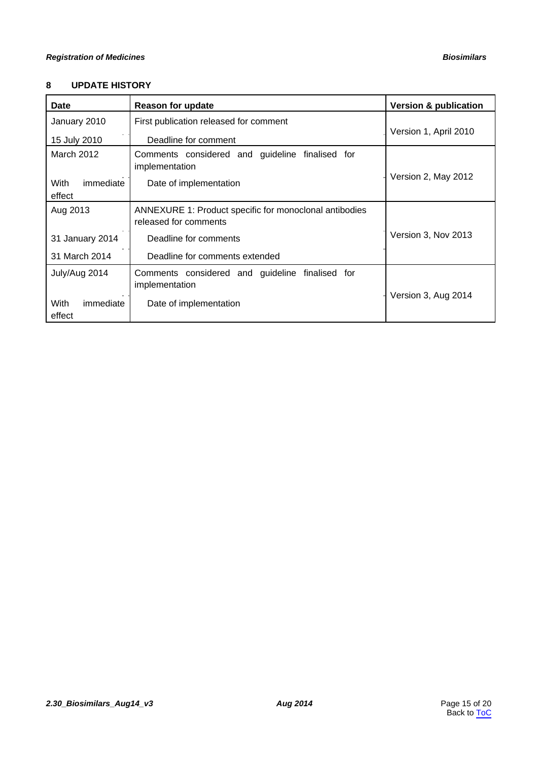## 8 UPDATE HISTORY

| Date | Reason for update | Version & publication |
|---|---|---|
| January 2010 | First publication released for comment | Version 1, April 2010 |
| 15 July 2010 | Deadline for comment | |
| March 2012 | Comments considered and guideline finalised for implementation | Version 2, May 2012 |
| With immediate effect | Date of implementation | |
| Aug 2013 | ANNEXURE 1: Product specific for monoclonal antibodies released for comments | Version 3, Nov 2013 |
| 31 January 2014 | Deadline for comments | |
| 31 March 2014 | Deadline for comments extended | |
| July/Aug 2014 | Comments considered and guideline finalised for implementation | Version 3, Aug 2014 |
| With immediate effect | Date of implementation | |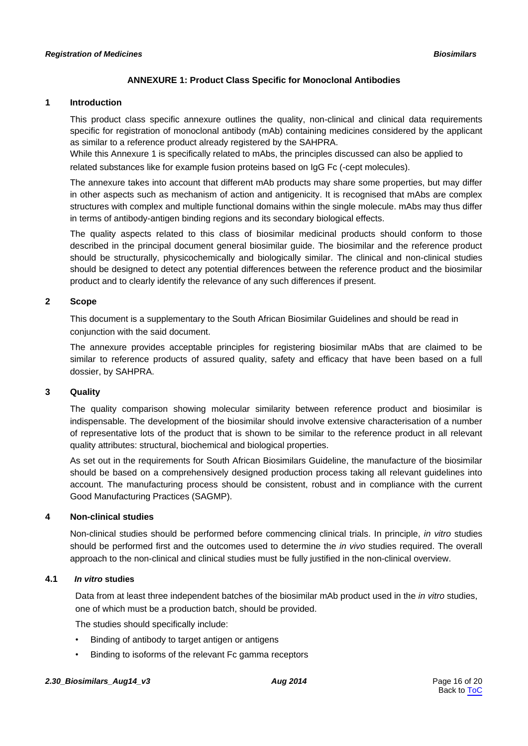**ANNEXURE 1: Product Class Specific for Monoclonal Antibodies**

## 1 Introduction

This product class specific annexure outlines the quality, non-clinical and clinical data requirements specific for registration of monoclonal antibody (mAb) containing medicines considered by the applicant as similar to a reference product already registered by the SAHPRA.

While this Annexure 1 is specifically related to mAbs, the principles discussed can also be applied to related substances like for example fusion proteins based on IgG Fc (-cept molecules).

The annexure takes into account that different mAb products may share some properties, but may differ in other aspects such as mechanism of action and antigenicity. It is recognised that mAbs are complex structures with complex and multiple functional domains within the single molecule. mAbs may thus differ in terms of antibody-antigen binding regions and its secondary biological effects.

The quality aspects related to this class of biosimilar medicinal products should conform to those described in the principal document general biosimilar guide. The biosimilar and the reference product should be structurally, physicochemically and biologically similar. The clinical and non-clinical studies should be designed to detect any potential differences between the reference product and the biosimilar product and to clearly identify the relevance of any such differences if present.

## 2 Scope

This document is a supplementary to the South African Biosimilar Guidelines and should be read in conjunction with the said document.

The annexure provides acceptable principles for registering biosimilar mAbs that are claimed to be similar to reference products of assured quality, safety and efficacy that have been based on a full dossier, by SAHPRA.

## 3 Quality

The quality comparison showing molecular similarity between reference product and biosimilar is indispensable. The development of the biosimilar should involve extensive characterisation of a number of representative lots of the product that is shown to be similar to the reference product in all relevant quality attributes: structural, biochemical and biological properties.

As set out in the requirements for South African Biosimilars Guideline, the manufacture of the biosimilar should be based on a comprehensively designed production process taking all relevant guidelines into account. The manufacturing process should be consistent, robust and in compliance with the current Good Manufacturing Practices (SAGMP).

## 4 Non-clinical studies

Non-clinical studies should be performed before commencing clinical trials. In principle, *in vitro* studies should be performed first and the outcomes used to determine the *in vivo* studies required. The overall approach to the non-clinical and clinical studies must be fully justified in the non-clinical overview.

### 4.1 *In vitro* studies

Data from at least three independent batches of the biosimilar mAb product used in the *in vitro* studies, one of which must be a production batch, should be provided.

The studies should specifically include:

- Binding of antibody to target antigen or antigens
- Binding to isoforms of the relevant Fc gamma receptors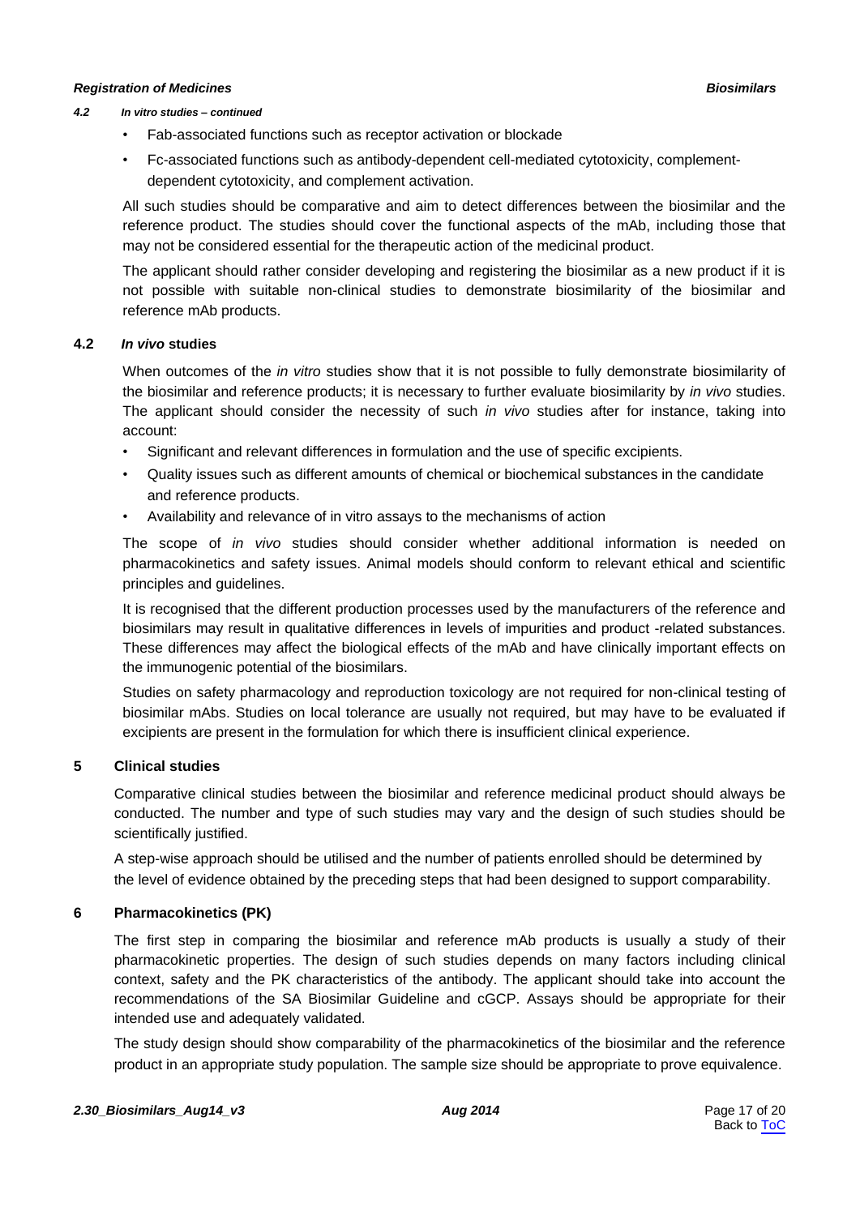#### *4.2 In vitro studies – continued*

- Fab-associated functions such as receptor activation or blockade
- Fc-associated functions such as antibody-dependent cell-mediated cytotoxicity, complement-dependent cytotoxicity, and complement activation.

All such studies should be comparative and aim to detect differences between the biosimilar and the reference product. The studies should cover the functional aspects of the mAb, including those that may not be considered essential for the therapeutic action of the medicinal product.

The applicant should rather consider developing and registering the biosimilar as a new product if it is not possible with suitable non-clinical studies to demonstrate biosimilarity of the biosimilar and reference mAb products.

### 4.2 *In vivo* studies

When outcomes of the *in vitro* studies show that it is not possible to fully demonstrate biosimilarity of the biosimilar and reference products; it is necessary to further evaluate biosimilarity by *in vivo* studies. The applicant should consider the necessity of such *in vivo* studies after for instance, taking into account:

- Significant and relevant differences in formulation and the use of specific excipients.
- Quality issues such as different amounts of chemical or biochemical substances in the candidate and reference products.
- Availability and relevance of in vitro assays to the mechanisms of action

The scope of *in vivo* studies should consider whether additional information is needed on pharmacokinetics and safety issues. Animal models should conform to relevant ethical and scientific principles and guidelines.

It is recognised that the different production processes used by the manufacturers of the reference and biosimilars may result in qualitative differences in levels of impurities and product -related substances. These differences may affect the biological effects of the mAb and have clinically important effects on the immunogenic potential of the biosimilars.

Studies on safety pharmacology and reproduction toxicology are not required for non-clinical testing of biosimilar mAbs. Studies on local tolerance are usually not required, but may have to be evaluated if excipients are present in the formulation for which there is insufficient clinical experience.

## 5 Clinical studies

Comparative clinical studies between the biosimilar and reference medicinal product should always be conducted. The number and type of such studies may vary and the design of such studies should be scientifically justified.

A step-wise approach should be utilised and the number of patients enrolled should be determined by the level of evidence obtained by the preceding steps that had been designed to support comparability.

## 6 Pharmacokinetics (PK)

The first step in comparing the biosimilar and reference mAb products is usually a study of their pharmacokinetic properties. The design of such studies depends on many factors including clinical context, safety and the PK characteristics of the antibody. The applicant should take into account the recommendations of the SA Biosimilar Guideline and cGCP. Assays should be appropriate for their intended use and adequately validated.

The study design should show comparability of the pharmacokinetics of the biosimilar and the reference product in an appropriate study population. The sample size should be appropriate to prove equivalence.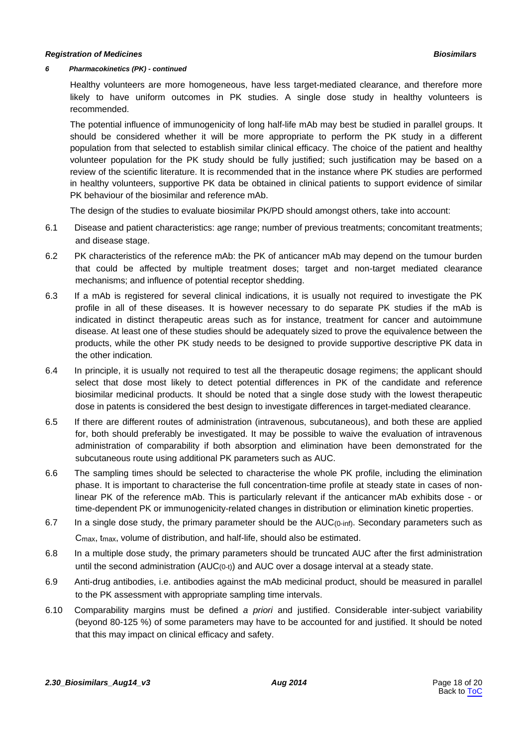*6 Pharmacokinetics (PK) - continued*

Healthy volunteers are more homogeneous, have less target-mediated clearance, and therefore more likely to have uniform outcomes in PK studies. A single dose study in healthy volunteers is recommended.

The potential influence of immunogenicity of long half-life mAb may best be studied in parallel groups. It should be considered whether it will be more appropriate to perform the PK study in a different population from that selected to establish similar clinical efficacy. The choice of the patient and healthy volunteer population for the PK study should be fully justified; such justification may be based on a review of the scientific literature. It is recommended that in the instance where PK studies are performed in healthy volunteers, supportive PK data be obtained in clinical patients to support evidence of similar PK behaviour of the biosimilar and reference mAb.

The design of the studies to evaluate biosimilar PK/PD should amongst others, take into account:

6.1 Disease and patient characteristics: age range; number of previous treatments; concomitant treatments; and disease stage.

6.2 PK characteristics of the reference mAb: the PK of anticancer mAb may depend on the tumour burden that could be affected by multiple treatment doses; target and non-target mediated clearance mechanisms; and influence of potential receptor shedding.

6.3 If a mAb is registered for several clinical indications, it is usually not required to investigate the PK profile in all of these diseases. It is however necessary to do separate PK studies if the mAb is indicated in distinct therapeutic areas such as for instance, treatment for cancer and autoimmune disease. At least one of these studies should be adequately sized to prove the equivalence between the products, while the other PK study needs to be designed to provide supportive descriptive PK data in the other indication*.*

6.4 In principle, it is usually not required to test all the therapeutic dosage regimens; the applicant should select that dose most likely to detect potential differences in PK of the candidate and reference biosimilar medicinal products. It should be noted that a single dose study with the lowest therapeutic dose in patents is considered the best design to investigate differences in target-mediated clearance.

6.5 If there are different routes of administration (intravenous, subcutaneous), and both these are applied for, both should preferably be investigated. It may be possible to waive the evaluation of intravenous administration of comparability if both absorption and elimination have been demonstrated for the subcutaneous route using additional PK parameters such as AUC.

6.6 The sampling times should be selected to characterise the whole PK profile, including the elimination phase. It is important to characterise the full concentration-time profile at steady state in cases of non-linear PK of the reference mAb. This is particularly relevant if the anticancer mAb exhibits dose - or time-dependent PK or immunogenicity-related changes in distribution or elimination kinetic properties.

6.7 In a single dose study, the primary parameter should be the $AUC_{(0\text{-inf})}$. Secondary parameters such as $C_{max}$, $t_{max}$, volume of distribution, and half-life, should also be estimated.

6.8 In a multiple dose study, the primary parameters should be truncated AUC after the first administration until the second administration ($AUC_{(0\text{-t})}$) and AUC over a dosage interval at a steady state.

6.9 Anti-drug antibodies, i.e. antibodies against the mAb medicinal product, should be measured in parallel to the PK assessment with appropriate sampling time intervals.

6.10 Comparability margins must be defined *a priori* and justified. Considerable inter-subject variability (beyond 80-125 %) of some parameters may have to be accounted for and justified. It should be noted that this may impact on clinical efficacy and safety.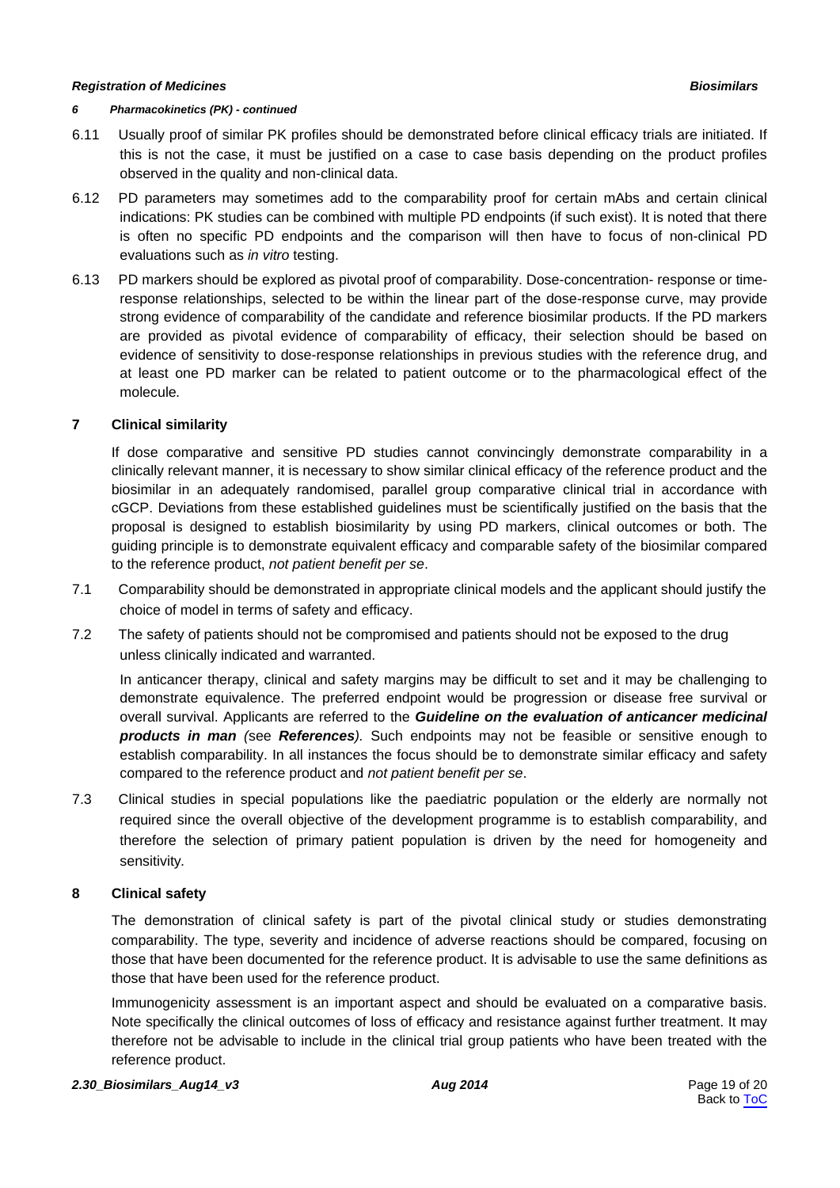*6 Pharmacokinetics (PK) - continued*

6.11 Usually proof of similar PK profiles should be demonstrated before clinical efficacy trials are initiated. If this is not the case, it must be justified on a case to case basis depending on the product profiles observed in the quality and non-clinical data.

6.12 PD parameters may sometimes add to the comparability proof for certain mAbs and certain clinical indications: PK studies can be combined with multiple PD endpoints (if such exist). It is noted that there is often no specific PD endpoints and the comparison will then have to focus of non-clinical PD evaluations such as *in vitro* testing.

6.13 PD markers should be explored as pivotal proof of comparability. Dose-concentration- response or time-response relationships, selected to be within the linear part of the dose-response curve, may provide strong evidence of comparability of the candidate and reference biosimilar products. If the PD markers are provided as pivotal evidence of comparability of efficacy, their selection should be based on evidence of sensitivity to dose-response relationships in previous studies with the reference drug, and at least one PD marker can be related to patient outcome or to the pharmacological effect of the molecule.

## 7 Clinical similarity

If dose comparative and sensitive PD studies cannot convincingly demonstrate comparability in a clinically relevant manner, it is necessary to show similar clinical efficacy of the reference product and the biosimilar in an adequately randomised, parallel group comparative clinical trial in accordance with cGCP. Deviations from these established guidelines must be scientifically justified on the basis that the proposal is designed to establish biosimilarity by using PD markers, clinical outcomes or both. The guiding principle is to demonstrate equivalent efficacy and comparable safety of the biosimilar compared to the reference product, *not patient benefit per se*.

7.1 Comparability should be demonstrated in appropriate clinical models and the applicant should justify the choice of model in terms of safety and efficacy.

7.2 The safety of patients should not be compromised and patients should not be exposed to the drug unless clinically indicated and warranted.

In anticancer therapy, clinical and safety margins may be difficult to set and it may be challenging to demonstrate equivalence. The preferred endpoint would be progression or disease free survival or overall survival. Applicants are referred to the ***Guideline on the evaluation of anticancer medicinal products in man*** *(*see ***References****)*. Such endpoints may not be feasible or sensitive enough to establish comparability. In all instances the focus should be to demonstrate similar efficacy and safety compared to the reference product and *not patient benefit per se*.

7.3 Clinical studies in special populations like the paediatric population or the elderly are normally not required since the overall objective of the development programme is to establish comparability, and therefore the selection of primary patient population is driven by the need for homogeneity and sensitivity.

## 8 Clinical safety

The demonstration of clinical safety is part of the pivotal clinical study or studies demonstrating comparability. The type, severity and incidence of adverse reactions should be compared, focusing on those that have been documented for the reference product. It is advisable to use the same definitions as those that have been used for the reference product.

Immunogenicity assessment is an important aspect and should be evaluated on a comparative basis. Note specifically the clinical outcomes of loss of efficacy and resistance against further treatment. It may therefore not be advisable to include in the clinical trial group patients who have been treated with the reference product.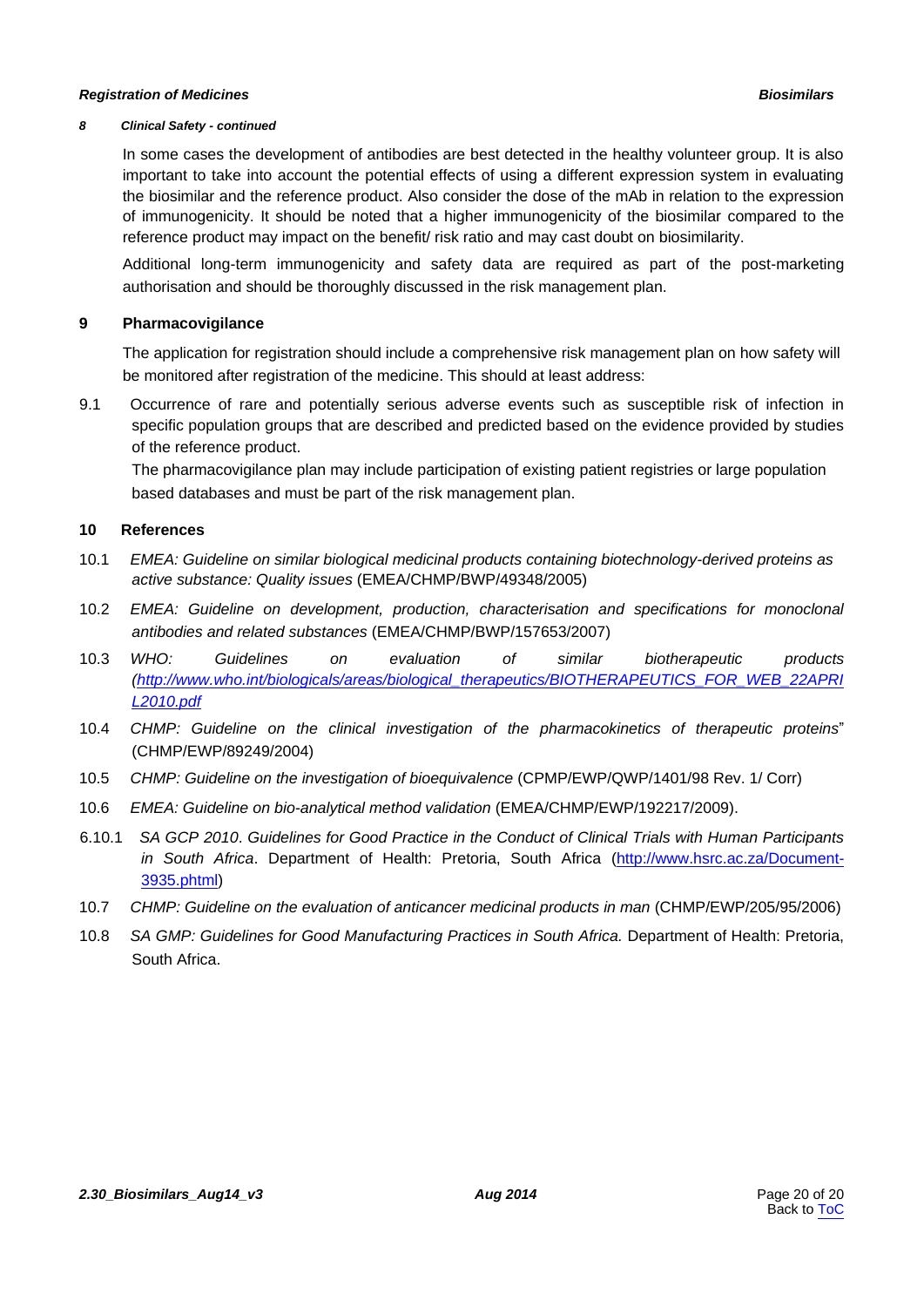#### 8 Clinical Safety - continued

In some cases the development of antibodies are best detected in the healthy volunteer group. It is also important to take into account the potential effects of using a different expression system in evaluating the biosimilar and the reference product. Also consider the dose of the mAb in relation to the expression of immunogenicity. It should be noted that a higher immunogenicity of the biosimilar compared to the reference product may impact on the benefit/ risk ratio and may cast doubt on biosimilarity.

Additional long-term immunogenicity and safety data are required as part of the post-marketing authorisation and should be thoroughly discussed in the risk management plan.

## 9 Pharmacovigilance

The application for registration should include a comprehensive risk management plan on how safety will be monitored after registration of the medicine. This should at least address:

9.1 Occurrence of rare and potentially serious adverse events such as susceptible risk of infection in specific population groups that are described and predicted based on the evidence provided by studies of the reference product.

The pharmacovigilance plan may include participation of existing patient registries or large population based databases and must be part of the risk management plan.

## 10 References

10.1 *EMEA: Guideline on similar biological medicinal products containing biotechnology-derived proteins as active substance: Quality issues* (EMEA/CHMP/BWP/49348/2005)

10.2 *EMEA: Guideline on development, production, characterisation and specifications for monoclonal antibodies and related substances* (EMEA/CHMP/BWP/157653/2007)

10.3 *WHO: Guidelines on evaluation of similar biotherapeutic products (http://www.who.int/biologicals/areas/biological_therapeutics/BIOTHERAPEUTICS_FOR_WEB_22APRIL2010.pdf*

10.4 *CHMP: Guideline on the clinical investigation of the pharmacokinetics of therapeutic proteins*" (CHMP/EWP/89249/2004)

10.5 *CHMP: Guideline on the investigation of bioequivalence* (CPMP/EWP/QWP/1401/98 Rev. 1/ Corr)

10.6 *EMEA: Guideline on bio-analytical method validation* (EMEA/CHMP/EWP/192217/2009).

6.10.1 *SA GCP 2010*. *Guidelines for Good Practice in the Conduct of Clinical Trials with Human Participants in South Africa*. Department of Health: Pretoria, South Africa (http://www.hsrc.ac.za/Document-3935.phtml)

10.7 *CHMP: Guideline on the evaluation of anticancer medicinal products in man* (CHMP/EWP/205/95/2006)

10.8 *SA GMP: Guidelines for Good Manufacturing Practices in South Africa.* Department of Health: Pretoria, South Africa.